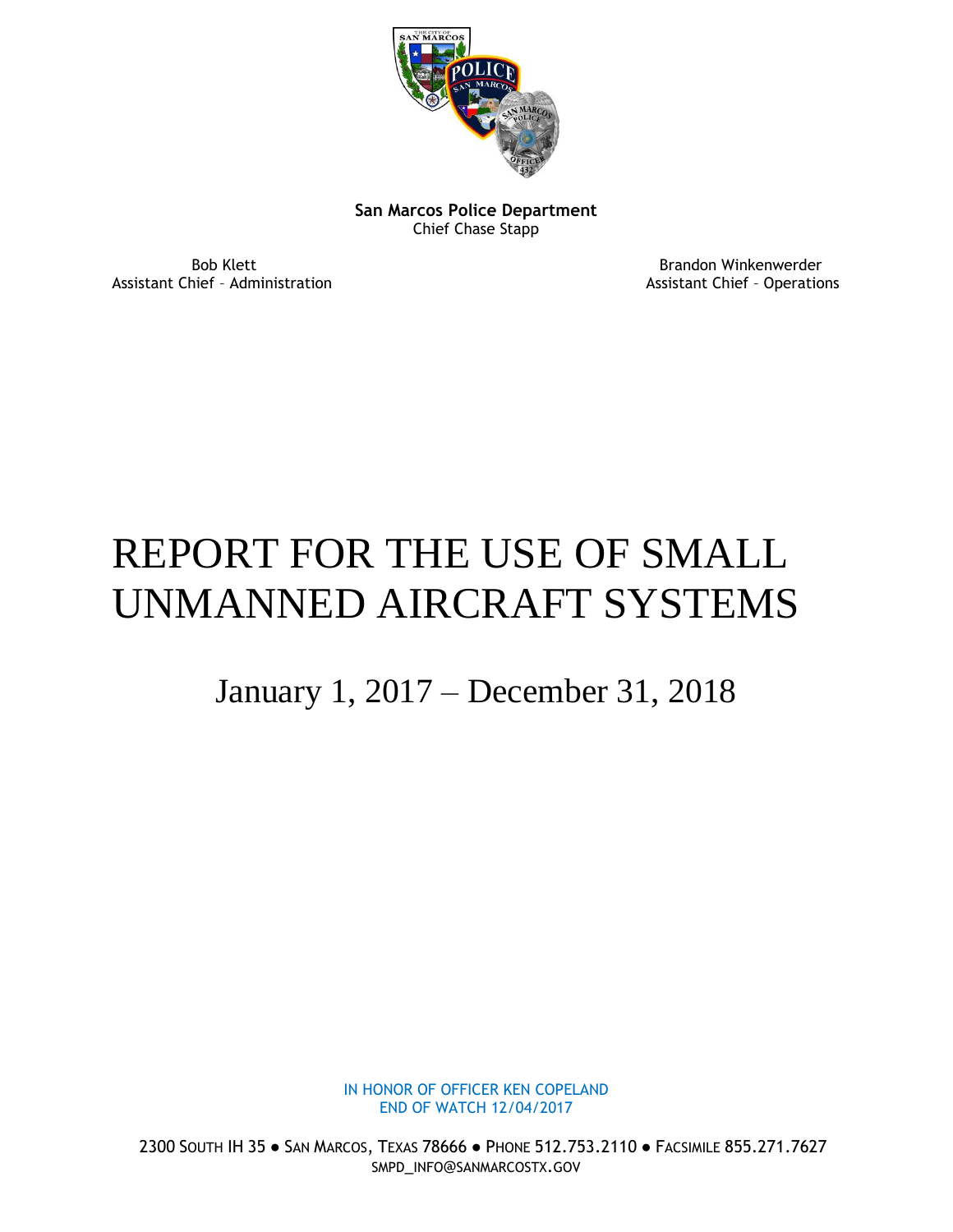**San Marcos Police Department**
Chief Chase Stapp

Bob Klett
Assistant Chief – Administration

Brandon Winkenwerder
Assistant Chief – Operations

# REPORT FOR THE USE OF SMALL UNMANNED AIRCRAFT SYSTEMS

## January 1, 2017 – December 31, 2018

IN HONOR OF OFFICER KEN COPELAND
END OF WATCH 12/04/2017

2300 SOUTH IH 35 ● SAN MARCOS, TEXAS 78666 ● PHONE 512.753.2110 ● FACSIMILE 855.271.7627
SMPD_INFO@SANMARCOSTX.GOV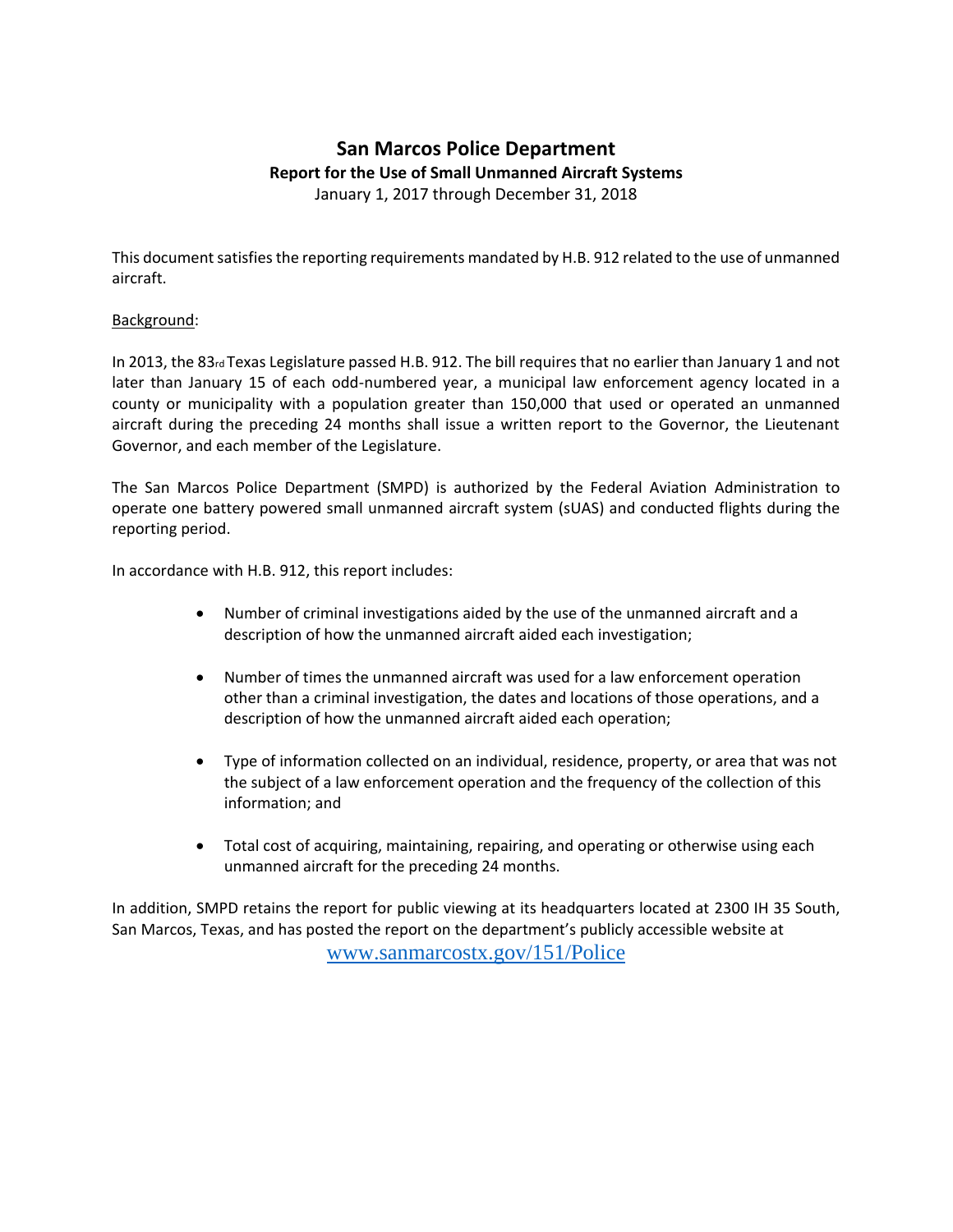# San Marcos Police Department

**Report for the Use of Small Unmanned Aircraft Systems**

January 1, 2017 through December 31, 2018

This document satisfies the reporting requirements mandated by H.B. 912 related to the use of unmanned aircraft.

Background:

In 2013, the 83rd Texas Legislature passed H.B. 912. The bill requires that no earlier than January 1 and not later than January 15 of each odd-numbered year, a municipal law enforcement agency located in a county or municipality with a population greater than 150,000 that used or operated an unmanned aircraft during the preceding 24 months shall issue a written report to the Governor, the Lieutenant Governor, and each member of the Legislature.

The San Marcos Police Department (SMPD) is authorized by the Federal Aviation Administration to operate one battery powered small unmanned aircraft system (sUAS) and conducted flights during the reporting period.

In accordance with H.B. 912, this report includes:

- Number of criminal investigations aided by the use of the unmanned aircraft and a description of how the unmanned aircraft aided each investigation;
- Number of times the unmanned aircraft was used for a law enforcement operation other than a criminal investigation, the dates and locations of those operations, and a description of how the unmanned aircraft aided each operation;
- Type of information collected on an individual, residence, property, or area that was not the subject of a law enforcement operation and the frequency of the collection of this information; and
- Total cost of acquiring, maintaining, repairing, and operating or otherwise using each unmanned aircraft for the preceding 24 months.

In addition, SMPD retains the report for public viewing at its headquarters located at 2300 IH 35 South, San Marcos, Texas, and has posted the report on the department's publicly accessible website at www.sanmarcostx.gov/151/Police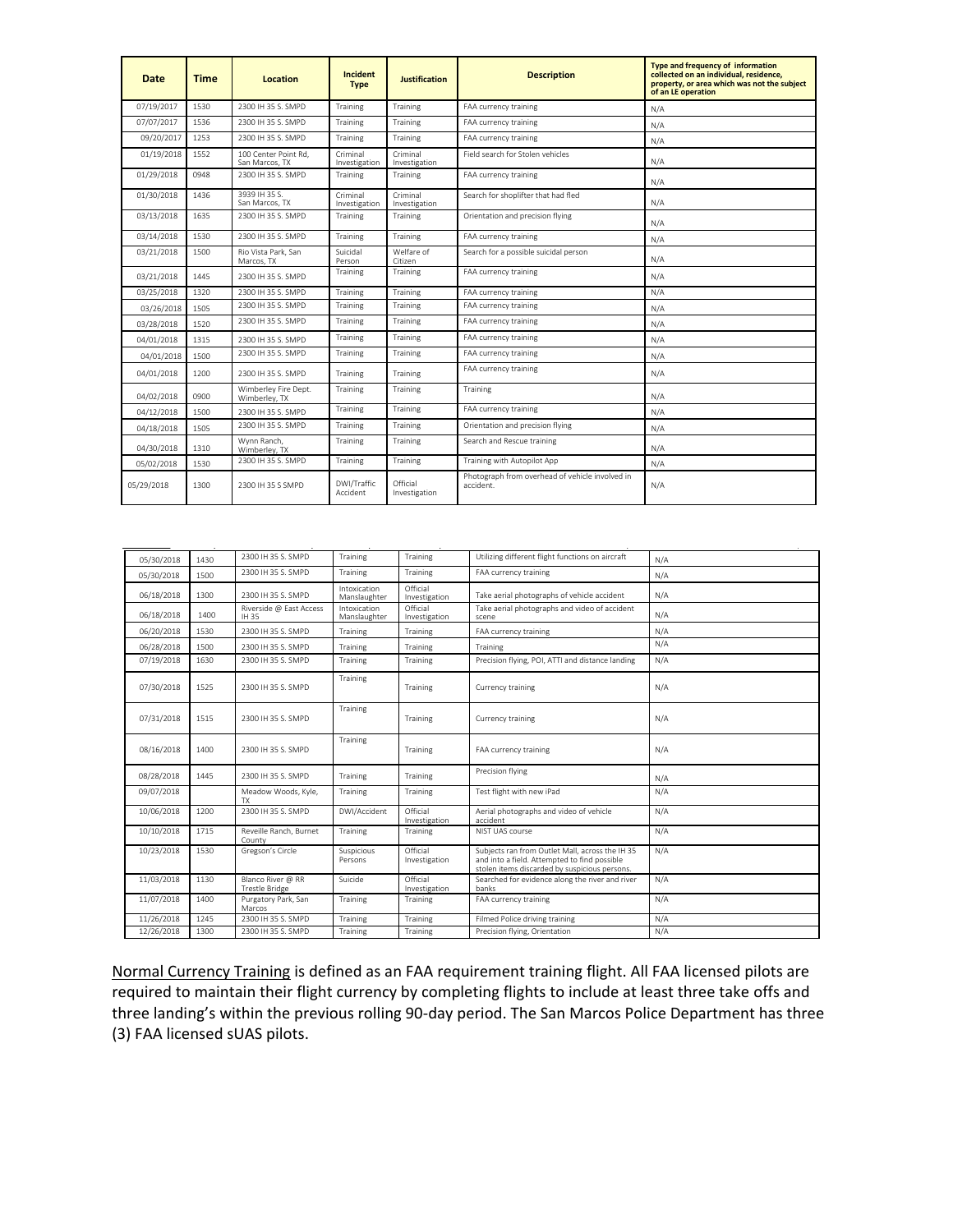| Date | Time | Location | Incident Type | Justification | Description | Type and frequency of information collected on an individual, residence, property, or area which was not the subject of an LE operation |
|---|---|---|---|---|---|---|
| 07/19/2017 | 1530 | 2300 IH 35 S. SMPD | Training | Training | FAA currency training | N/A |
| 07/07/2017 | 1536 | 2300 IH 35 S. SMPD | Training | Training | FAA currency training | N/A |
| 09/20/2017 | 1253 | 2300 IH 35 S. SMPD | Training | Training | FAA currency training | N/A |
| 01/19/2018 | 1552 | 100 Center Point Rd, San Marcos, TX | Criminal Investigation | Criminal Investigation | Field search for Stolen vehicles | N/A |
| 01/29/2018 | 0948 | 2300 IH 35 S. SMPD | Training | Training | FAA currency training | N/A |
| 01/30/2018 | 1436 | 3939 IH 35 S. San Marcos, TX | Criminal Investigation | Criminal Investigation | Search for shoplifter that had fled | N/A |
| 03/13/2018 | 1635 | 2300 IH 35 S. SMPD | Training | Training | Orientation and precision flying | N/A |
| 03/14/2018 | 1530 | 2300 IH 35 S. SMPD | Training | Training | FAA currency training | N/A |
| 03/21/2018 | 1500 | Rio Vista Park, San Marcos, TX | Suicidal Person | Welfare of Citizen | Search for a possible suicidal person | N/A |
| 03/21/2018 | 1445 | 2300 IH 35 S. SMPD | Training | Training | FAA currency training | N/A |
| 03/25/2018 | 1320 | 2300 IH 35 S. SMPD | Training | Training | FAA currency training | N/A |
| 03/26/2018 | 1505 | 2300 IH 35 S. SMPD | Training | Training | FAA currency training | N/A |
| 03/28/2018 | 1520 | 2300 IH 35 S. SMPD | Training | Training | FAA currency training | N/A |
| 04/01/2018 | 1315 | 2300 IH 35 S. SMPD | Training | Training | FAA currency training | N/A |
| 04/01/2018 | 1500 | 2300 IH 35 S. SMPD | Training | Training | FAA currency training | N/A |
| 04/01/2018 | 1200 | 2300 IH 35 S. SMPD | Training | Training | FAA currency training | N/A |
| 04/02/2018 | 0900 | Wimberley Fire Dept. Wimberley, TX | Training | Training | Training | N/A |
| 04/12/2018 | 1500 | 2300 IH 35 S. SMPD | Training | Training | FAA currency training | N/A |
| 04/18/2018 | 1505 | 2300 IH 35 S. SMPD | Training | Training | Orientation and precision flying | N/A |
| 04/30/2018 | 1310 | Wynn Ranch, Wimberley, TX | Training | Training | Search and Rescue training | N/A |
| 05/02/2018 | 1530 | 2300 IH 35 S. SMPD | Training | Training | Training with Autopilot App | N/A |
| 05/29/2018 | 1300 | 2300 IH 35 S SMPD | DWI/Traffic Accident | Official Investigation | Photograph from overhead of vehicle involved in accident. | N/A |
| 05/30/2018 | 1430 | 2300 IH 35 S. SMPD | Training | Training | Utilizing different flight functions on aircraft | N/A |
| 05/30/2018 | 1500 | 2300 IH 35 S. SMPD | Training | Training | FAA currency training | N/A |
| 06/18/2018 | 1300 | 2300 IH 35 S. SMPD | Intoxication Manslaughter | Official Investigation | Take aerial photographs of vehicle accident | N/A |
| 06/18/2018 | 1400 | Riverside @ East Access IH 35 | Intoxication Manslaughter | Official Investigation | Take aerial photographs and video of accident scene | N/A |
| 06/20/2018 | 1530 | 2300 IH 35 S. SMPD | Training | Training | FAA currency training | N/A |
| 06/28/2018 | 1500 | 2300 IH 35 S. SMPD | Training | Training | Training | N/A |
| 07/19/2018 | 1630 | 2300 IH 35 S. SMPD | Training | Training | Precision flying, POI, ATTI and distance landing | N/A |
| 07/30/2018 | 1525 | 2300 IH 35 S. SMPD | Training | Training | Currency training | N/A |
| 07/31/2018 | 1515 | 2300 IH 35 S. SMPD | Training | Training | Currency training | N/A |
| 08/16/2018 | 1400 | 2300 IH 35 S. SMPD | Training | Training | FAA currency training | N/A |
| 08/28/2018 | 1445 | 2300 IH 35 S. SMPD | Training | Training | Precision flying | N/A |
| 09/07/2018 | | Meadow Woods, Kyle, TX | Training | Training | Test flight with new iPad | N/A |
| 10/06/2018 | 1200 | 2300 IH 35 S. SMPD | DWI/Accident | Official Investigation | Aerial photographs and video of vehicle accident | N/A |
| 10/10/2018 | 1715 | Reveille Ranch, Burnet County | Training | Training | NIST UAS course | N/A |
| 10/23/2018 | 1530 | Gregson's Circle | Suspicious Persons | Official Investigation | Subjects ran from Outlet Mall, across the IH 35 and into a field. Attempted to find possible stolen items discarded by suspicious persons. | N/A |
| 11/03/2018 | 1130 | Blanco River @ RR Trestle Bridge | Suicide | Official Investigation | Searched for evidence along the river and river banks | N/A |
| 11/07/2018 | 1400 | Purgatory Park, San Marcos | Training | Training | FAA currency training | N/A |
| 11/26/2018 | 1245 | 2300 IH 35 S. SMPD | Training | Training | Filmed Police driving training | N/A |
| 12/26/2018 | 1300 | 2300 IH 35 S. SMPD | Training | Training | Precision flying, Orientation | N/A |

Normal Currency Training is defined as an FAA requirement training flight. All FAA licensed pilots are required to maintain their flight currency by completing flights to include at least three take offs and three landing's within the previous rolling 90-day period. The San Marcos Police Department has three (3) FAA licensed sUAS pilots.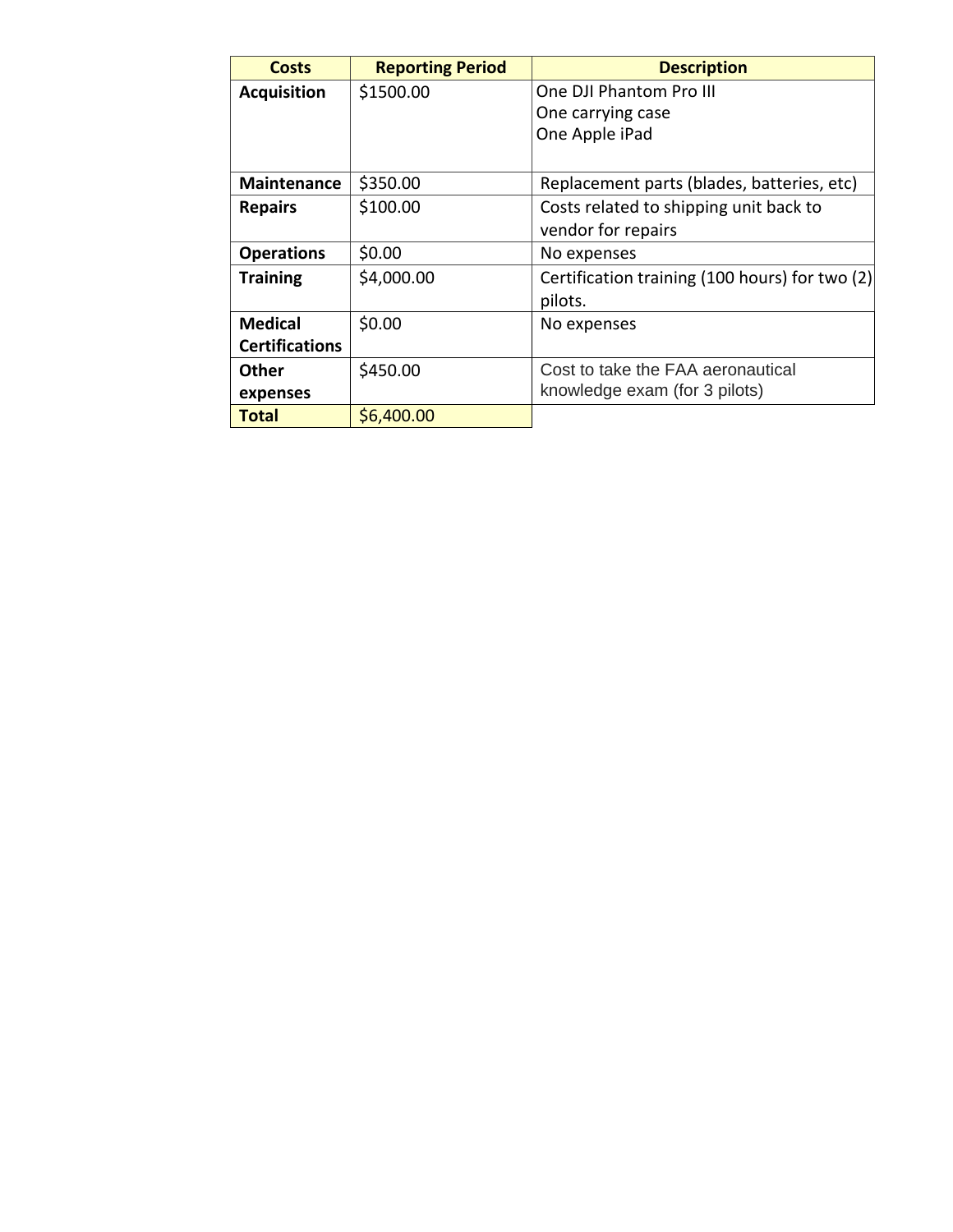| Costs | Reporting Period | Description |
|---|---|---|
| **Acquisition** | $1500.00 | One DJI Phantom Pro III<br>One carrying case<br>One Apple iPad |
| **Maintenance** | $350.00 | Replacement parts (blades, batteries, etc) |
| **Repairs** | $100.00 | Costs related to shipping unit back to vendor for repairs |
| **Operations** | $0.00 | No expenses |
| **Training** | $4,000.00 | Certification training (100 hours) for two (2) pilots. |
| **Medical Certifications** | $0.00 | No expenses |
| **Other expenses** | $450.00 | Cost to take the FAA aeronautical knowledge exam (for 3 pilots) |
| **Total** | $6,400.00 | |